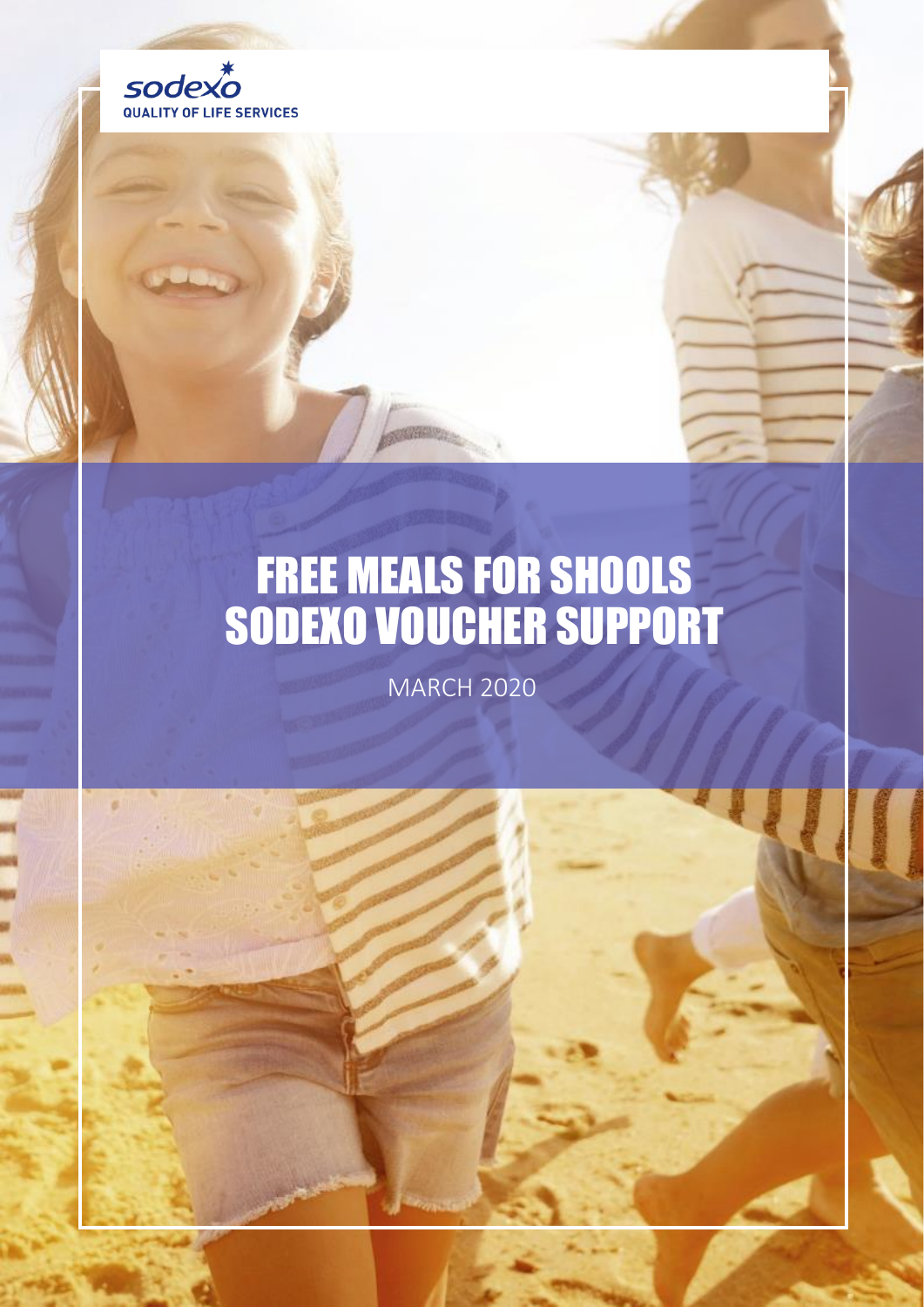sodexo
QUALITY OF LIFE SERVICES

# FREE MEALS FOR SHOOLS SODEXO VOUCHER SUPPORT

MARCH 2020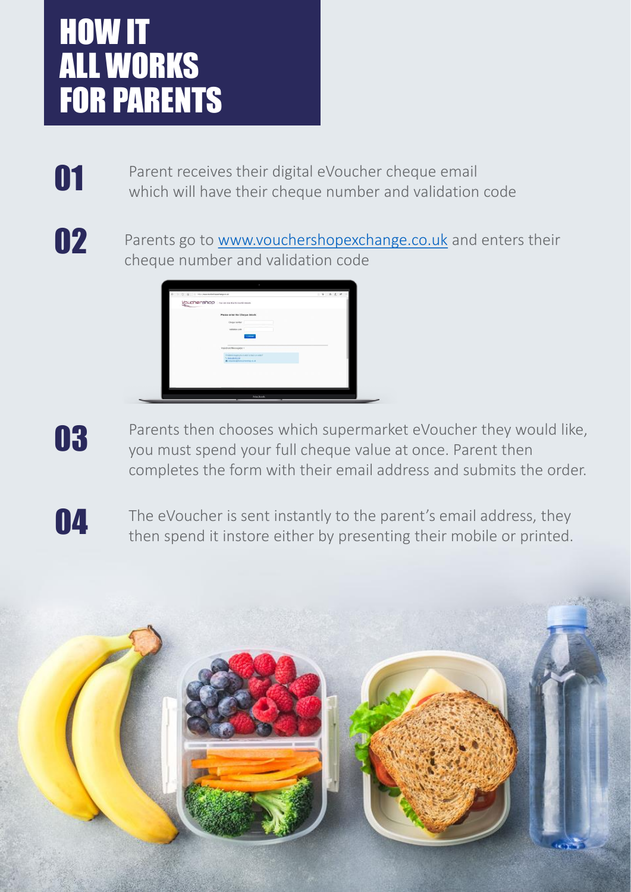# HOW IT ALL WORKS FOR PARENTS

**01** Parent receives their digital eVoucher cheque email which will have their cheque number and validation code

**02** Parents go to [www.vouchershopexchange.co.uk](http://www.vouchershopexchange.co.uk) and enters their cheque number and validation code

**03** Parents then chooses which supermarket eVoucher they would like, you must spend your full cheque value at once. Parent then completes the form with their email address and submits the order.

**04** The eVoucher is sent instantly to the parent's email address, they then spend it instore either by presenting their mobile or printed.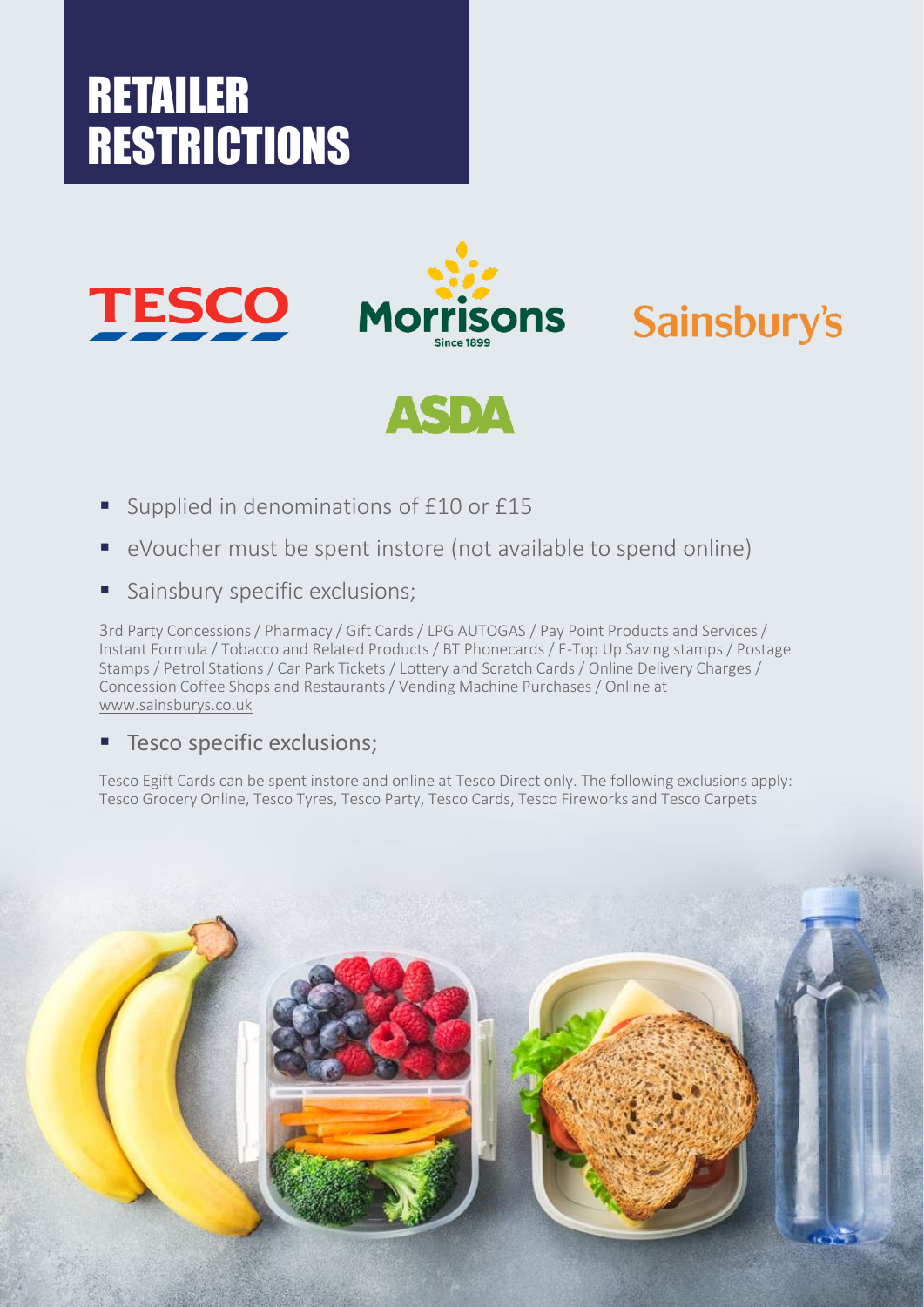# RETAILER RESTRICTIONS

TESCO

Morrisons

Since 1899

Sainsbury's

ASDA

- Supplied in denominations of £10 or £15
- eVoucher must be spent instore (not available to spend online)
- Sainsbury specific exclusions;

3rd Party Concessions / Pharmacy / Gift Cards / LPG AUTOGAS / Pay Point Products and Services / Instant Formula / Tobacco and Related Products / BT Phonecards / E-Top Up Saving stamps / Postage Stamps / Petrol Stations / Car Park Tickets / Lottery and Scratch Cards / Online Delivery Charges / Concession Coffee Shops and Restaurants / Vending Machine Purchases / Online at www.sainsburys.co.uk

- Tesco specific exclusions;

Tesco Egift Cards can be spent instore and online at Tesco Direct only. The following exclusions apply: Tesco Grocery Online, Tesco Tyres, Tesco Party, Tesco Cards, Tesco Fireworks and Tesco Carpets